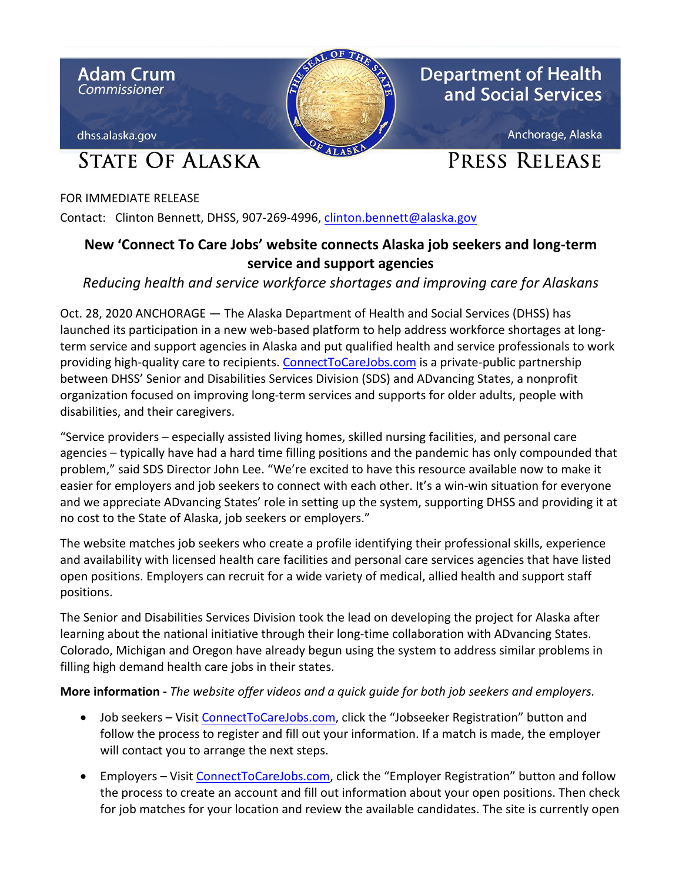Adam Crum
Commissioner

dhss.alaska.gov

Department of Health and Social Services

Anchorage, Alaska

STATE OF ALASKA

PRESS RELEASE

FOR IMMEDIATE RELEASE

Contact: Clinton Bennett, DHSS, 907-269-4996, clinton.bennett@alaska.gov

## New 'Connect To Care Jobs' website connects Alaska job seekers and long-term service and support agencies

*Reducing health and service workforce shortages and improving care for Alaskans*

Oct. 28, 2020 ANCHORAGE — The Alaska Department of Health and Social Services (DHSS) has launched its participation in a new web-based platform to help address workforce shortages at long-term service and support agencies in Alaska and put qualified health and service professionals to work providing high-quality care to recipients. ConnectToCareJobs.com is a private-public partnership between DHSS' Senior and Disabilities Services Division (SDS) and ADvancing States, a nonprofit organization focused on improving long-term services and supports for older adults, people with disabilities, and their caregivers.

"Service providers – especially assisted living homes, skilled nursing facilities, and personal care agencies – typically have had a hard time filling positions and the pandemic has only compounded that problem," said SDS Director John Lee. "We're excited to have this resource available now to make it easier for employers and job seekers to connect with each other. It's a win-win situation for everyone and we appreciate ADvancing States' role in setting up the system, supporting DHSS and providing it at no cost to the State of Alaska, job seekers or employers."

The website matches job seekers who create a profile identifying their professional skills, experience and availability with licensed health care facilities and personal care services agencies that have listed open positions. Employers can recruit for a wide variety of medical, allied health and support staff positions.

The Senior and Disabilities Services Division took the lead on developing the project for Alaska after learning about the national initiative through their long-time collaboration with ADvancing States. Colorado, Michigan and Oregon have already begun using the system to address similar problems in filling high demand health care jobs in their states.

**More information -** *The website offer videos and a quick guide for both job seekers and employers.*

- Job seekers – Visit ConnectToCareJobs.com, click the "Jobseeker Registration" button and follow the process to register and fill out your information. If a match is made, the employer will contact you to arrange the next steps.
- Employers – Visit ConnectToCareJobs.com, click the "Employer Registration" button and follow the process to create an account and fill out information about your open positions. Then check for job matches for your location and review the available candidates. The site is currently open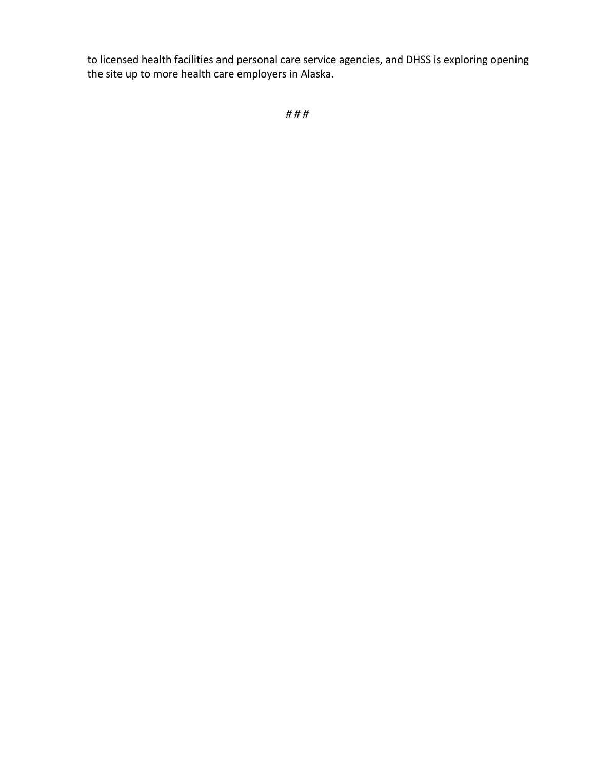to licensed health facilities and personal care service agencies, and DHSS is exploring opening the site up to more health care employers in Alaska.

# # #